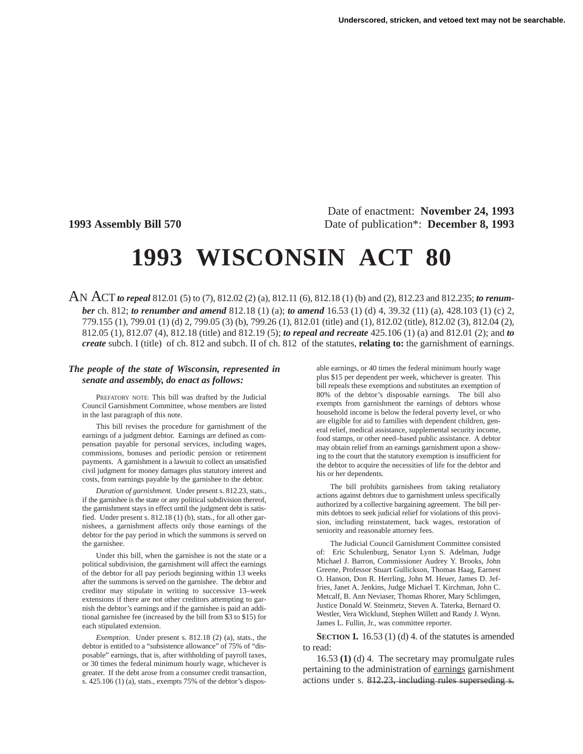Underscored, stricken, and vetoed text may not be searchable.

Date of enactment: **November 24, 1993**

**1993 Assembly Bill 570** Date of publication*: **December 8, 1993**

# 1993 WISCONSIN ACT 80

AN ACT ***to repeal*** 812.01 (5) to (7), 812.02 (2) (a), 812.11 (6), 812.18 (1) (b) and (2), 812.23 and 812.235; ***to renumber*** ch. 812; ***to renumber and amend*** 812.18 (1) (a); ***to amend*** 16.53 (1) (d) 4, 39.32 (11) (a), 428.103 (1) (c) 2, 779.155 (1), 799.01 (1) (d) 2, 799.05 (3) (b), 799.26 (1), 812.01 (title) and (1), 812.02 (title), 812.02 (3), 812.04 (2), 812.05 (1), 812.07 (4), 812.18 (title) and 812.19 (5); ***to repeal and recreate*** 425.106 (1) (a) and 812.01 (2); and ***to create*** subch. I (title) of ch. 812 and subch. II of ch. 812 of the statutes, **relating to:** the garnishment of earnings.

***The people of the state of Wisconsin, represented in senate and assembly, do enact as follows:***

PREFATORY NOTE: This bill was drafted by the Judicial Council Garnishment Committee, whose members are listed in the last paragraph of this note.

This bill revises the procedure for garnishment of the earnings of a judgment debtor. Earnings are defined as compensation payable for personal services, including wages, commissions, bonuses and periodic pension or retirement payments. A garnishment is a lawsuit to collect an unsatisfied civil judgment for money damages plus statutory interest and costs, from earnings payable by the garnishee to the debtor.

*Duration of garnishment.* Under present s. 812.23, stats., if the garnishee is the state or any political subdivision thereof, the garnishment stays in effect until the judgment debt is satisfied. Under present s. 812.18 (1) (b), stats., for all other garnishees, a garnishment affects only those earnings of the debtor for the pay period in which the summons is served on the garnishee.

Under this bill, when the garnishee is not the state or a political subdivision, the garnishment will affect the earnings of the debtor for all pay periods beginning within 13 weeks after the summons is served on the garnishee. The debtor and creditor may stipulate in writing to successive 13–week extensions if there are not other creditors attempting to garnish the debtor's earnings and if the garnishee is paid an additional garnishee fee (increased by the bill from $3 to $15) for each stipulated extension.

*Exemption.* Under present s. 812.18 (2) (a), stats., the debtor is entitled to a "subsistence allowance" of 75% of "disposable" earnings, that is, after withholding of payroll taxes, or 30 times the federal minimum hourly wage, whichever is greater. If the debt arose from a consumer credit transaction, s. 425.106 (1) (a), stats., exempts 75% of the debtor's disposable earnings, or 40 times the federal minimum hourly wage plus $15 per dependent per week, whichever is greater. This bill repeals these exemptions and substitutes an exemption of 80% of the debtor's disposable earnings. The bill also exempts from garnishment the earnings of debtors whose household income is below the federal poverty level, or who are eligible for aid to families with dependent children, general relief, medical assistance, supplemental security income, food stamps, or other need–based public assistance. A debtor may obtain relief from an earnings garnishment upon a showing to the court that the statutory exemption is insufficient for the debtor to acquire the necessities of life for the debtor and his or her dependents.

The bill prohibits garnishees from taking retaliatory actions against debtors due to garnishment unless specifically authorized by a collective bargaining agreement. The bill permits debtors to seek judicial relief for violations of this provision, including reinstatement, back wages, restoration of seniority and reasonable attorney fees.

The Judicial Council Garnishment Committee consisted of: Eric Schulenburg, Senator Lynn S. Adelman, Judge Michael J. Barron, Commissioner Audrey Y. Brooks, John Greene, Professor Stuart Gullickson, Thomas Haag, Earnest O. Hanson, Don R. Herrling, John M. Heuer, James D. Jeffries, Janet A. Jenkins, Judge Michael T. Kirchman, John C. Metcalf, B. Ann Neviaser, Thomas Rhorer, Mary Schlimgen, Justice Donald W. Steinmetz, Steven A. Taterka, Bernard O. Westler, Vera Wicklund, Stephen Willett and Randy J. Wynn. James L. Fullin, Jr., was committee reporter.

**SECTION 1.** 16.53 (1) (d) 4. of the statutes is amended to read:

16.53 **(1)** (d) 4. The secretary may promulgate rules pertaining to the administration of earnings garnishment actions under s. ~~812.23, including rules superseding s.~~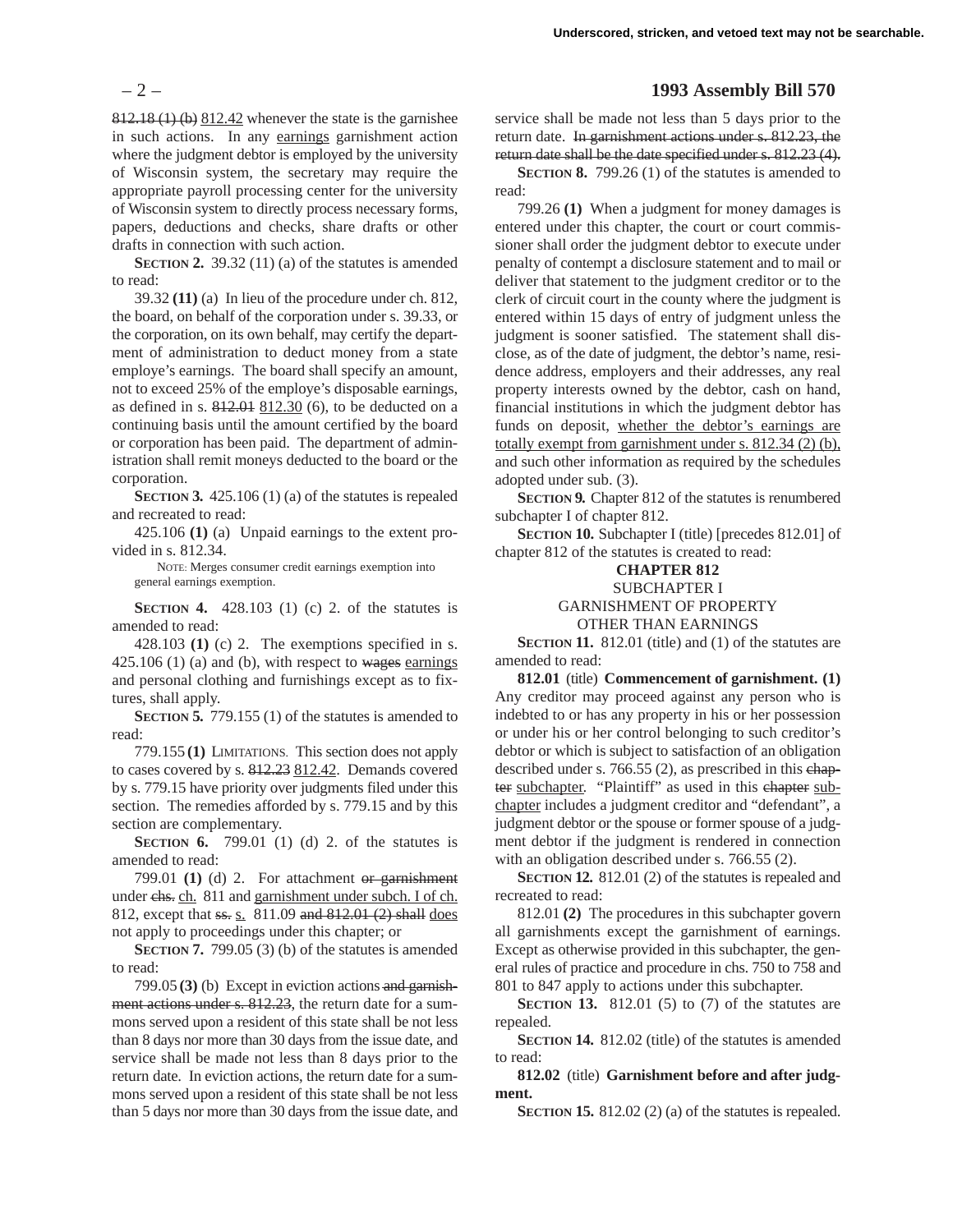812.18 (1) (b) 812.42 whenever the state is the garnishee in such actions. In any earnings garnishment action where the judgment debtor is employed by the university of Wisconsin system, the secretary may require the appropriate payroll processing center for the university of Wisconsin system to directly process necessary forms, papers, deductions and checks, share drafts or other drafts in connection with such action.

**SECTION 2.** 39.32 (11) (a) of the statutes is amended to read:

39.32 **(11)** (a) In lieu of the procedure under ch. 812, the board, on behalf of the corporation under s. 39.33, or the corporation, on its own behalf, may certify the department of administration to deduct money from a state employe's earnings. The board shall specify an amount, not to exceed 25% of the employe's disposable earnings, as defined in s. 812.01 812.30 (6), to be deducted on a continuing basis until the amount certified by the board or corporation has been paid. The department of administration shall remit moneys deducted to the board or the corporation.

**SECTION 3.** 425.106 (1) (a) of the statutes is repealed and recreated to read:

425.106 **(1)** (a) Unpaid earnings to the extent provided in s. 812.34.

NOTE: Merges consumer credit earnings exemption into general earnings exemption.

**SECTION 4.** 428.103 (1) (c) 2. of the statutes is amended to read:

428.103 **(1)** (c) 2. The exemptions specified in s. 425.106 (1) (a) and (b), with respect to wages earnings and personal clothing and furnishings except as to fixtures, shall apply.

**SECTION 5.** 779.155 (1) of the statutes is amended to read:

779.155 **(1)** LIMITATIONS. This section does not apply to cases covered by s. 812.23 812.42. Demands covered by s. 779.15 have priority over judgments filed under this section. The remedies afforded by s. 779.15 and by this section are complementary.

**SECTION 6.** 799.01 (1) (d) 2. of the statutes is amended to read:

799.01 **(1)** (d) 2. For attachment or garnishment under chs. ch. 811 and garnishment under subch. I of ch. 812, except that ss. s. 811.09 and 812.01 (2) shall does not apply to proceedings under this chapter; or

**SECTION 7.** 799.05 (3) (b) of the statutes is amended to read:

799.05 **(3)** (b) Except in eviction actions and garnishment actions under s. 812.23, the return date for a summons served upon a resident of this state shall be not less than 8 days nor more than 30 days from the issue date, and service shall be made not less than 8 days prior to the return date. In eviction actions, the return date for a summons served upon a resident of this state shall be not less than 5 days nor more than 30 days from the issue date, and service shall be made not less than 5 days prior to the return date. In garnishment actions under s. 812.23, the return date shall be the date specified under s. 812.23 (4).

**SECTION 8.** 799.26 (1) of the statutes is amended to read:

799.26 **(1)** When a judgment for money damages is entered under this chapter, the court or court commissioner shall order the judgment debtor to execute under penalty of contempt a disclosure statement and to mail or deliver that statement to the judgment creditor or to the clerk of circuit court in the county where the judgment is entered within 15 days of entry of judgment unless the judgment is sooner satisfied. The statement shall disclose, as of the date of judgment, the debtor's name, residence address, employers and their addresses, any real property interests owned by the debtor, cash on hand, financial institutions in which the judgment debtor has funds on deposit, whether the debtor's earnings are totally exempt from garnishment under s. 812.34 (2) (b), and such other information as required by the schedules adopted under sub. (3).

**SECTION 9.** Chapter 812 of the statutes is renumbered subchapter I of chapter 812.

**SECTION 10.** Subchapter I (title) [precedes 812.01] of chapter 812 of the statutes is created to read:

**CHAPTER 812**
SUBCHAPTER I
GARNISHMENT OF PROPERTY
OTHER THAN EARNINGS

**SECTION 11.** 812.01 (title) and (1) of the statutes are amended to read:

**812.01** (title) **Commencement of garnishment. (1)** Any creditor may proceed against any person who is indebted to or has any property in his or her possession or under his or her control belonging to such creditor's debtor or which is subject to satisfaction of an obligation described under s. 766.55 (2), as prescribed in this chapter subchapter. "Plaintiff" as used in this chapter subchapter includes a judgment creditor and "defendant", a judgment debtor or the spouse or former spouse of a judgment debtor if the judgment is rendered in connection with an obligation described under s. 766.55 (2).

**SECTION 12.** 812.01 (2) of the statutes is repealed and recreated to read:

812.01 **(2)** The procedures in this subchapter govern all garnishments except the garnishment of earnings. Except as otherwise provided in this subchapter, the general rules of practice and procedure in chs. 750 to 758 and 801 to 847 apply to actions under this subchapter.

**SECTION 13.** 812.01 (5) to (7) of the statutes are repealed.

**SECTION 14.** 812.02 (title) of the statutes is amended to read:

**812.02** (title) **Garnishment before and after judgment.**

**SECTION 15.** 812.02 (2) (a) of the statutes is repealed.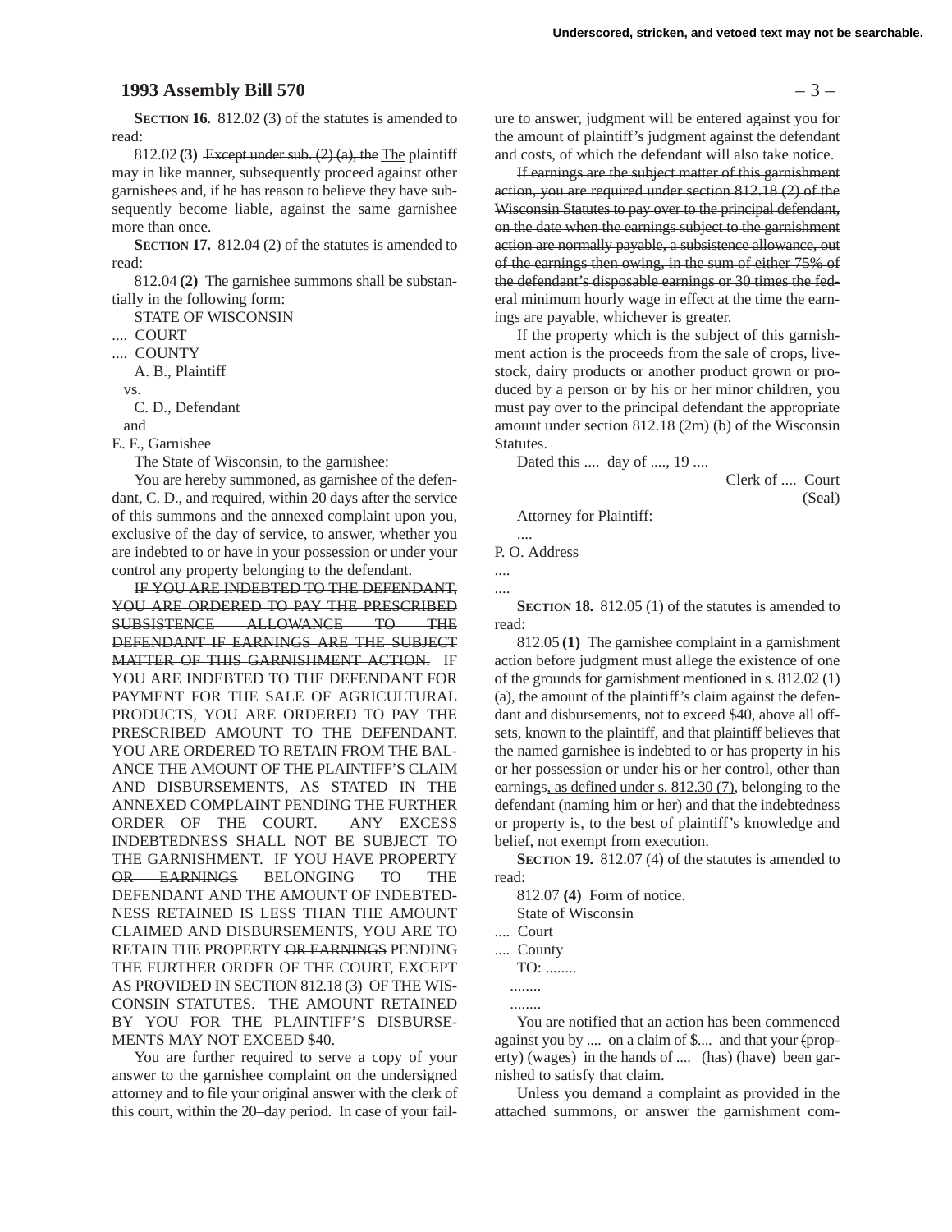**SECTION 16.** 812.02 (3) of the statutes is amended to read:

812.02 **(3)** ~~Except under sub. (2) (a), the~~ The plaintiff may in like manner, subsequently proceed against other garnishees and, if he has reason to believe they have subsequently become liable, against the same garnishee more than once.

**SECTION 17.** 812.04 (2) of the statutes is amended to read:

812.04 **(2)** The garnishee summons shall be substantially in the following form:

STATE OF WISCONSIN

.... COURT

.... COUNTY

A. B., Plaintiff

vs.

C. D., Defendant

and

E. F., Garnishee

The State of Wisconsin, to the garnishee:

You are hereby summoned, as garnishee of the defendant, C. D., and required, within 20 days after the service of this summons and the annexed complaint upon you, exclusive of the day of service, to answer, whether you are indebted to or have in your possession or under your control any property belonging to the defendant.

~~IF YOU ARE INDEBTED TO THE DEFENDANT, YOU ARE ORDERED TO PAY THE PRESCRIBED SUBSISTENCE ALLOWANCE TO THE DEFENDANT IF EARNINGS ARE THE SUBJECT MATTER OF THIS GARNISHMENT ACTION.~~ IF YOU ARE INDEBTED TO THE DEFENDANT FOR PAYMENT FOR THE SALE OF AGRICULTURAL PRODUCTS, YOU ARE ORDERED TO PAY THE PRESCRIBED AMOUNT TO THE DEFENDANT. YOU ARE ORDERED TO RETAIN FROM THE BALANCE THE AMOUNT OF THE PLAINTIFF'S CLAIM AND DISBURSEMENTS, AS STATED IN THE ANNEXED COMPLAINT PENDING THE FURTHER ORDER OF THE COURT. ANY EXCESS INDEBTEDNESS SHALL NOT BE SUBJECT TO THE GARNISHMENT. IF YOU HAVE PROPERTY ~~OR EARNINGS~~ BELONGING TO THE DEFENDANT AND THE AMOUNT OF INDEBTEDNESS RETAINED IS LESS THAN THE AMOUNT CLAIMED AND DISBURSEMENTS, YOU ARE TO RETAIN THE PROPERTY ~~OR EARNINGS~~ PENDING THE FURTHER ORDER OF THE COURT, EXCEPT AS PROVIDED IN SECTION 812.18 (3) OF THE WISCONSIN STATUTES. THE AMOUNT RETAINED BY YOU FOR THE PLAINTIFF'S DISBURSEMENTS MAY NOT EXCEED $40.

You are further required to serve a copy of your answer to the garnishee complaint on the undersigned attorney and to file your original answer with the clerk of this court, within the 20–day period. In case of your failure to answer, judgment will be entered against you for the amount of plaintiff's judgment against the defendant and costs, of which the defendant will also take notice.

~~If earnings are the subject matter of this garnishment action, you are required under section 812.18 (2) of the Wisconsin Statutes to pay over to the principal defendant, on the date when the earnings subject to the garnishment action are normally payable, a subsistence allowance, out of the earnings then owing, in the sum of either 75% of the defendant's disposable earnings or 30 times the federal minimum hourly wage in effect at the time the earnings are payable, whichever is greater.~~

If the property which is the subject of this garnishment action is the proceeds from the sale of crops, livestock, dairy products or another product grown or produced by a person or by his or her minor children, you must pay over to the principal defendant the appropriate amount under section 812.18 (2m) (b) of the Wisconsin Statutes.

Dated this .... day of ...., 19 ....

Clerk of .... Court
(Seal)

Attorney for Plaintiff:

....

P. O. Address

....

....

**SECTION 18.** 812.05 (1) of the statutes is amended to read:

812.05 **(1)** The garnishee complaint in a garnishment action before judgment must allege the existence of one of the grounds for garnishment mentioned in s. 812.02 (1) (a), the amount of the plaintiff's claim against the defendant and disbursements, not to exceed $40, above all offsets, known to the plaintiff, and that plaintiff believes that the named garnishee is indebted to or has property in his or her possession or under his or her control, other than earnings, as defined under s. 812.30 (7), belonging to the defendant (naming him or her) and that the indebtedness or property is, to the best of plaintiff's knowledge and belief, not exempt from execution.

**SECTION 19.** 812.07 (4) of the statutes is amended to read:

812.07 **(4)** Form of notice.

State of Wisconsin

.... Court

.... County

TO: ........

........

........

You are notified that an action has been commenced against you by .... on a claim of $.... and that your ~~(~~property~~) (wages)~~ in the hands of .... ~~(has) (have)~~ been garnished to satisfy that claim.

Unless you demand a complaint as provided in the attached summons, or answer the garnishment com-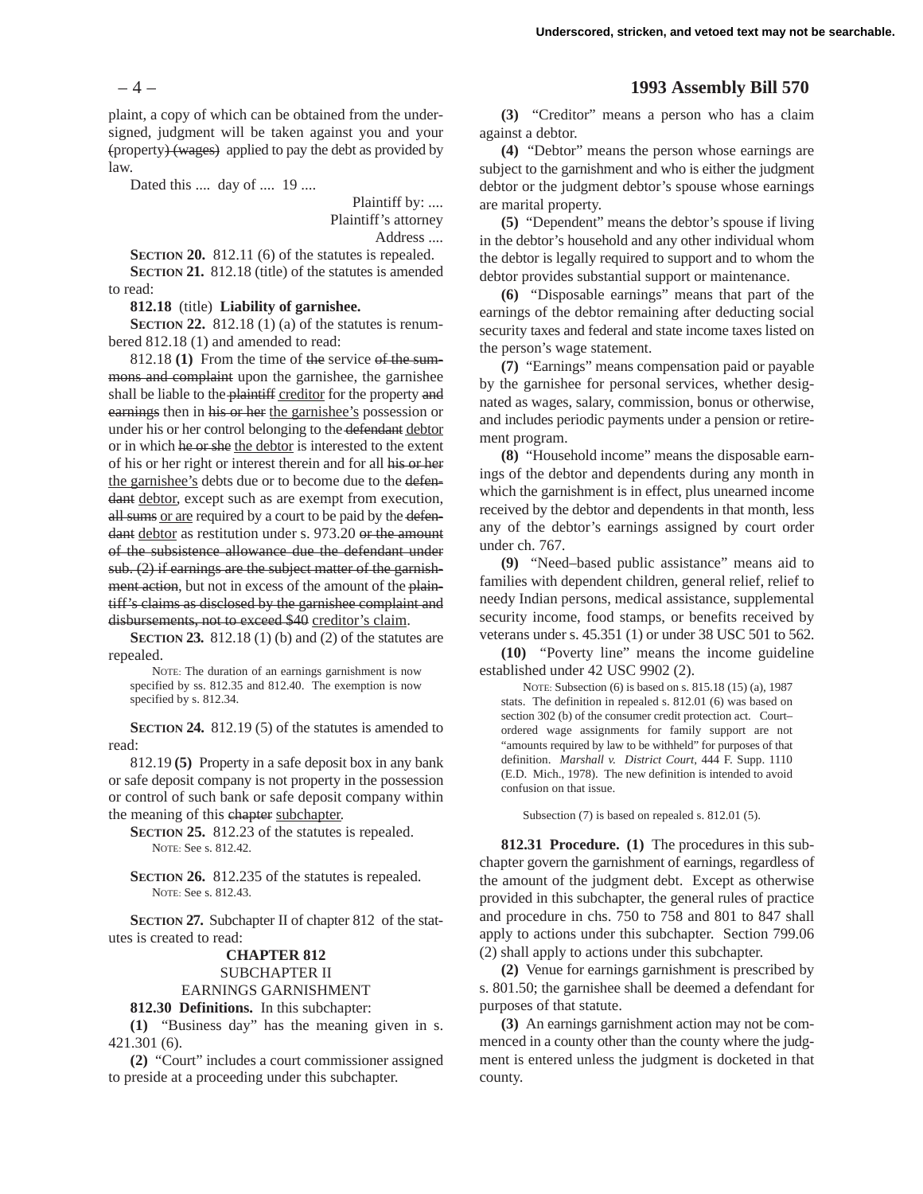plaint, a copy of which can be obtained from the undersigned, judgment will be taken against you and your (property) (wages) applied to pay the debt as provided by law.

Dated this .... day of .... 19 ....

Plaintiff by: ....
Plaintiff's attorney
Address ....

**SECTION 20.** 812.11 (6) of the statutes is repealed.

**SECTION 21.** 812.18 (title) of the statutes is amended to read:

**812.18** (title) **Liability of garnishee.**

**SECTION 22.** 812.18 (1) (a) of the statutes is renumbered 812.18 (1) and amended to read:

812.18 **(1)** From the time of ~~the~~ service ~~of the summons and complaint~~ upon the garnishee, the garnishee shall be liable to the ~~plaintiff~~ creditor for the property ~~and earnings~~ then in ~~his or her~~ the garnishee's possession or under his or her control belonging to the ~~defendant~~ debtor or in which ~~he or she~~ the debtor is interested to the extent of his or her right or interest therein and for all ~~his or her~~ the garnishee's debts due or to become due to the ~~defendant~~ debtor, except such as are exempt from execution, ~~all sums~~ or are required by a court to be paid by the ~~defendant~~ debtor as restitution under s. 973.20 ~~or the amount of the subsistence allowance due the defendant under sub. (2) if earnings are the subject matter of the garnishment action~~, but not in excess of the amount of the ~~plaintiff's claims as disclosed by the garnishee complaint and disbursements, not to exceed $40~~ creditor's claim.

**SECTION 23.** 812.18 (1) (b) and (2) of the statutes are repealed.

NOTE: The duration of an earnings garnishment is now specified by ss. 812.35 and 812.40. The exemption is now specified by s. 812.34.

**SECTION 24.** 812.19 (5) of the statutes is amended to read:

812.19 **(5)** Property in a safe deposit box in any bank or safe deposit company is not property in the possession or control of such bank or safe deposit company within the meaning of this ~~chapter~~ subchapter.

**SECTION 25.** 812.23 of the statutes is repealed.

NOTE: See s. 812.42.

**SECTION 26.** 812.235 of the statutes is repealed.

NOTE: See s. 812.43.

**SECTION 27.** Subchapter II of chapter 812 of the statutes is created to read:

**CHAPTER 812**

SUBCHAPTER II

EARNINGS GARNISHMENT

**812.30 Definitions.** In this subchapter:

**(1)** "Business day" has the meaning given in s. 421.301 (6).

**(2)** "Court" includes a court commissioner assigned to preside at a proceeding under this subchapter.

**(3)** "Creditor" means a person who has a claim against a debtor.

**(4)** "Debtor" means the person whose earnings are subject to the garnishment and who is either the judgment debtor or the judgment debtor's spouse whose earnings are marital property.

**(5)** "Dependent" means the debtor's spouse if living in the debtor's household and any other individual whom the debtor is legally required to support and to whom the debtor provides substantial support or maintenance.

**(6)** "Disposable earnings" means that part of the earnings of the debtor remaining after deducting social security taxes and federal and state income taxes listed on the person's wage statement.

**(7)** "Earnings" means compensation paid or payable by the garnishee for personal services, whether designated as wages, salary, commission, bonus or otherwise, and includes periodic payments under a pension or retirement program.

**(8)** "Household income" means the disposable earnings of the debtor and dependents during any month in which the garnishment is in effect, plus unearned income received by the debtor and dependents in that month, less any of the debtor's earnings assigned by court order under ch. 767.

**(9)** "Need–based public assistance" means aid to families with dependent children, general relief, relief to needy Indian persons, medical assistance, supplemental security income, food stamps, or benefits received by veterans under s. 45.351 (1) or under 38 USC 501 to 562.

**(10)** "Poverty line" means the income guideline established under 42 USC 9902 (2).

NOTE: Subsection (6) is based on s. 815.18 (15) (a), 1987 stats. The definition in repealed s. 812.01 (6) was based on section 302 (b) of the consumer credit protection act. Court–ordered wage assignments for family support are not "amounts required by law to be withheld" for purposes of that definition. *Marshall v. District Court*, 444 F. Supp. 1110 (E.D. Mich., 1978). The new definition is intended to avoid confusion on that issue.

Subsection (7) is based on repealed s. 812.01 (5).

**812.31 Procedure. (1)** The procedures in this subchapter govern the garnishment of earnings, regardless of the amount of the judgment debt. Except as otherwise provided in this subchapter, the general rules of practice and procedure in chs. 750 to 758 and 801 to 847 shall apply to actions under this subchapter. Section 799.06 (2) shall apply to actions under this subchapter.

**(2)** Venue for earnings garnishment is prescribed by s. 801.50; the garnishee shall be deemed a defendant for purposes of that statute.

**(3)** An earnings garnishment action may not be commenced in a county other than the county where the judgment is entered unless the judgment is docketed in that county.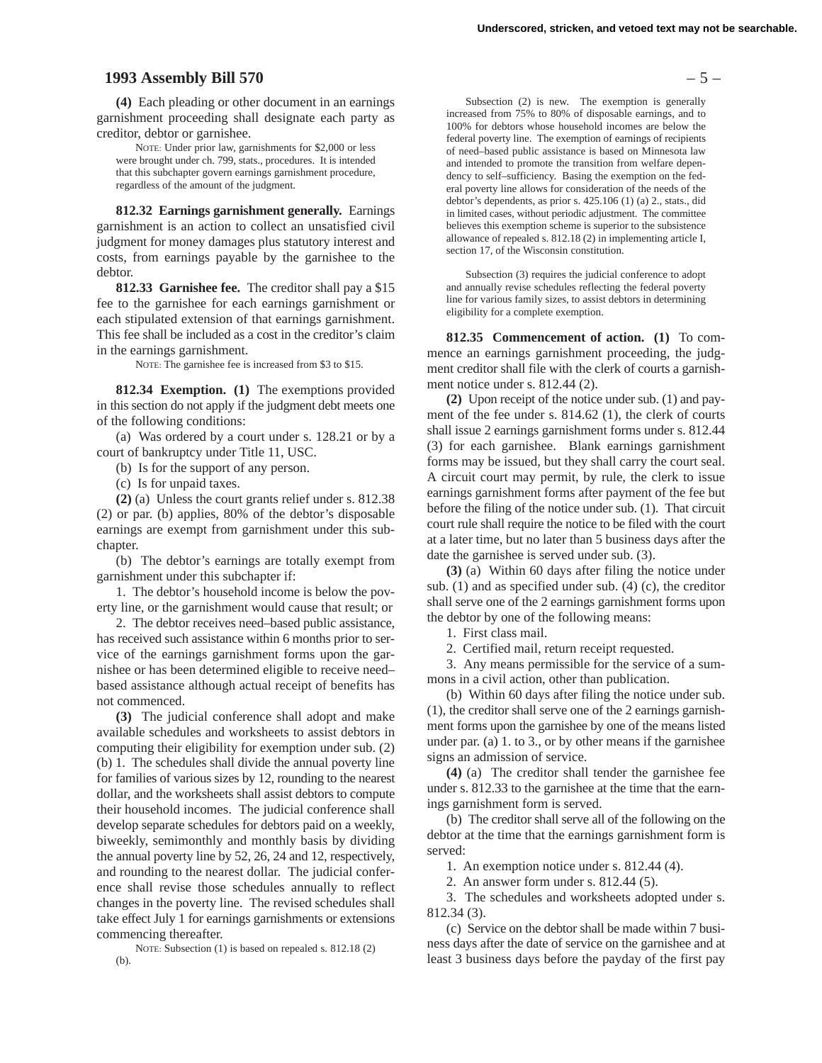**(4)** Each pleading or other document in an earnings garnishment proceeding shall designate each party as creditor, debtor or garnishee.

NOTE: Under prior law, garnishments for $2,000 or less were brought under ch. 799, stats., procedures. It is intended that this subchapter govern earnings garnishment procedure, regardless of the amount of the judgment.

**812.32 Earnings garnishment generally.** Earnings garnishment is an action to collect an unsatisfied civil judgment for money damages plus statutory interest and costs, from earnings payable by the garnishee to the debtor.

**812.33 Garnishee fee.** The creditor shall pay a $15 fee to the garnishee for each earnings garnishment or each stipulated extension of that earnings garnishment. This fee shall be included as a cost in the creditor's claim in the earnings garnishment.

NOTE: The garnishee fee is increased from $3 to $15.

**812.34 Exemption. (1)** The exemptions provided in this section do not apply if the judgment debt meets one of the following conditions:

(a) Was ordered by a court under s. 128.21 or by a court of bankruptcy under Title 11, USC.

(b) Is for the support of any person.

(c) Is for unpaid taxes.

**(2)** (a) Unless the court grants relief under s. 812.38 (2) or par. (b) applies, 80% of the debtor's disposable earnings are exempt from garnishment under this subchapter.

(b) The debtor's earnings are totally exempt from garnishment under this subchapter if:

1. The debtor's household income is below the poverty line, or the garnishment would cause that result; or

2. The debtor receives need–based public assistance, has received such assistance within 6 months prior to service of the earnings garnishment forms upon the garnishee or has been determined eligible to receive need–based assistance although actual receipt of benefits has not commenced.

**(3)** The judicial conference shall adopt and make available schedules and worksheets to assist debtors in computing their eligibility for exemption under sub. (2) (b) 1. The schedules shall divide the annual poverty line for families of various sizes by 12, rounding to the nearest dollar, and the worksheets shall assist debtors to compute their household incomes. The judicial conference shall develop separate schedules for debtors paid on a weekly, biweekly, semimonthly and monthly basis by dividing the annual poverty line by 52, 26, 24 and 12, respectively, and rounding to the nearest dollar. The judicial conference shall revise those schedules annually to reflect changes in the poverty line. The revised schedules shall take effect July 1 for earnings garnishments or extensions commencing thereafter.

NOTE: Subsection (1) is based on repealed s. 812.18 (2) (b).

Subsection (2) is new. The exemption is generally increased from 75% to 80% of disposable earnings, and to 100% for debtors whose household incomes are below the federal poverty line. The exemption of earnings of recipients of need–based public assistance is based on Minnesota law and intended to promote the transition from welfare dependency to self–sufficiency. Basing the exemption on the federal poverty line allows for consideration of the needs of the debtor's dependents, as prior s. 425.106 (1) (a) 2., stats., did in limited cases, without periodic adjustment. The committee believes this exemption scheme is superior to the subsistence allowance of repealed s. 812.18 (2) in implementing article I, section 17, of the Wisconsin constitution.

Subsection (3) requires the judicial conference to adopt and annually revise schedules reflecting the federal poverty line for various family sizes, to assist debtors in determining eligibility for a complete exemption.

**812.35 Commencement of action. (1)** To commence an earnings garnishment proceeding, the judgment creditor shall file with the clerk of courts a garnishment notice under s. 812.44 (2).

**(2)** Upon receipt of the notice under sub. (1) and payment of the fee under s. 814.62 (1), the clerk of courts shall issue 2 earnings garnishment forms under s. 812.44 (3) for each garnishee. Blank earnings garnishment forms may be issued, but they shall carry the court seal. A circuit court may permit, by rule, the clerk to issue earnings garnishment forms after payment of the fee but before the filing of the notice under sub. (1). That circuit court rule shall require the notice to be filed with the court at a later time, but no later than 5 business days after the date the garnishee is served under sub. (3).

**(3)** (a) Within 60 days after filing the notice under sub. (1) and as specified under sub. (4) (c), the creditor shall serve one of the 2 earnings garnishment forms upon the debtor by one of the following means:

1. First class mail.

2. Certified mail, return receipt requested.

3. Any means permissible for the service of a summons in a civil action, other than publication.

(b) Within 60 days after filing the notice under sub. (1), the creditor shall serve one of the 2 earnings garnishment forms upon the garnishee by one of the means listed under par. (a) 1. to 3., or by other means if the garnishee signs an admission of service.

**(4)** (a) The creditor shall tender the garnishee fee under s. 812.33 to the garnishee at the time that the earnings garnishment form is served.

(b) The creditor shall serve all of the following on the debtor at the time that the earnings garnishment form is served:

1. An exemption notice under s. 812.44 (4).

2. An answer form under s. 812.44 (5).

3. The schedules and worksheets adopted under s. 812.34 (3).

(c) Service on the debtor shall be made within 7 business days after the date of service on the garnishee and at least 3 business days before the payday of the first pay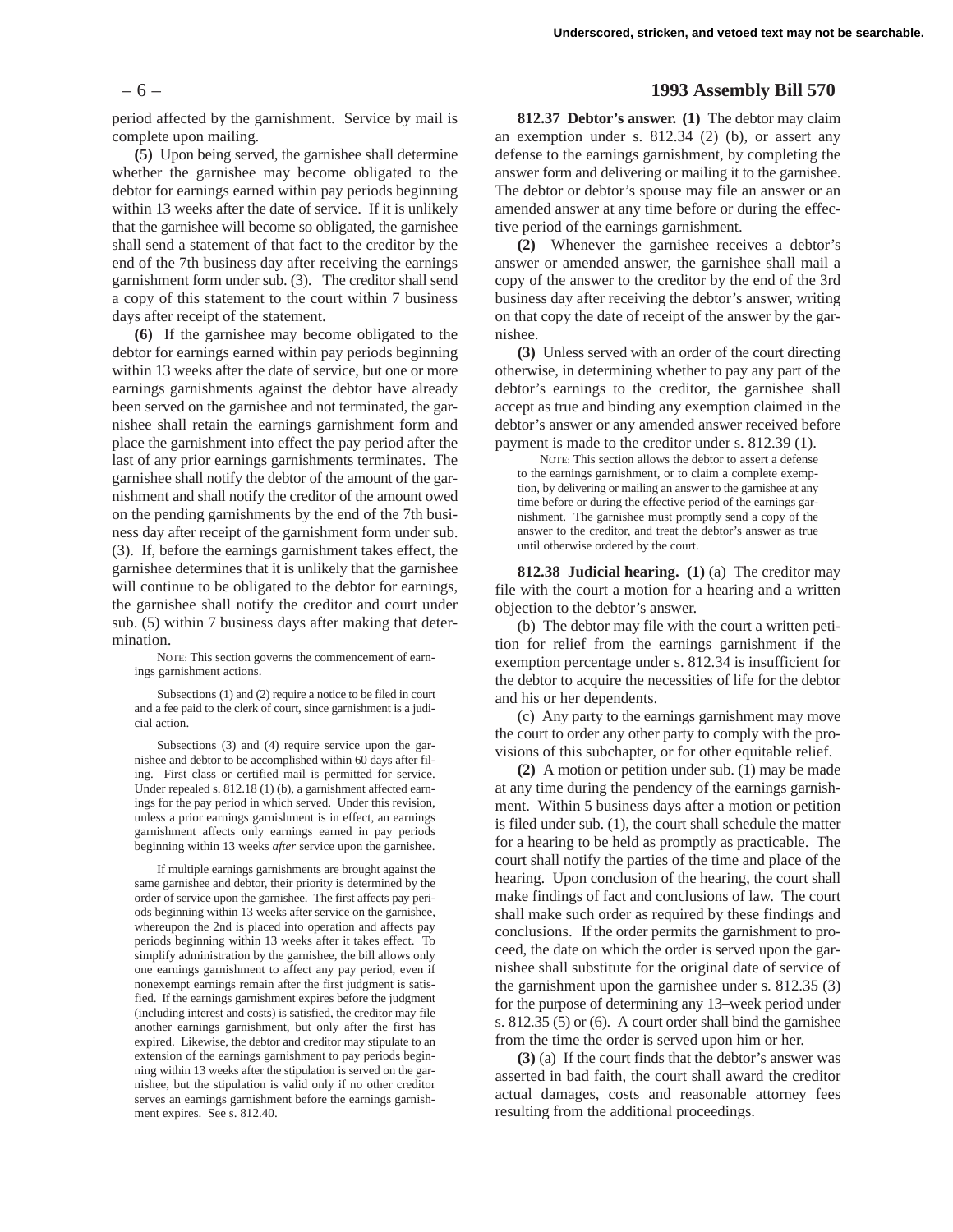period affected by the garnishment. Service by mail is complete upon mailing.

**(5)** Upon being served, the garnishee shall determine whether the garnishee may become obligated to the debtor for earnings earned within pay periods beginning within 13 weeks after the date of service. If it is unlikely that the garnishee will become so obligated, the garnishee shall send a statement of that fact to the creditor by the end of the 7th business day after receiving the earnings garnishment form under sub. (3). The creditor shall send a copy of this statement to the court within 7 business days after receipt of the statement.

**(6)** If the garnishee may become obligated to the debtor for earnings earned within pay periods beginning within 13 weeks after the date of service, but one or more earnings garnishments against the debtor have already been served on the garnishee and not terminated, the garnishee shall retain the earnings garnishment form and place the garnishment into effect the pay period after the last of any prior earnings garnishments terminates. The garnishee shall notify the debtor of the amount of the garnishment and shall notify the creditor of the amount owed on the pending garnishments by the end of the 7th business day after receipt of the garnishment form under sub. (3). If, before the earnings garnishment takes effect, the garnishee determines that it is unlikely that the garnishee will continue to be obligated to the debtor for earnings, the garnishee shall notify the creditor and court under sub. (5) within 7 business days after making that determination.

NOTE: This section governs the commencement of earnings garnishment actions.

Subsections (1) and (2) require a notice to be filed in court and a fee paid to the clerk of court, since garnishment is a judicial action.

Subsections (3) and (4) require service upon the garnishee and debtor to be accomplished within 60 days after filing. First class or certified mail is permitted for service. Under repealed s. 812.18 (1) (b), a garnishment affected earnings for the pay period in which served. Under this revision, unless a prior earnings garnishment is in effect, an earnings garnishment affects only earnings earned in pay periods beginning within 13 weeks *after* service upon the garnishee.

If multiple earnings garnishments are brought against the same garnishee and debtor, their priority is determined by the order of service upon the garnishee. The first affects pay periods beginning within 13 weeks after service on the garnishee, whereupon the 2nd is placed into operation and affects pay periods beginning within 13 weeks after it takes effect. To simplify administration by the garnishee, the bill allows only one earnings garnishment to affect any pay period, even if nonexempt earnings remain after the first judgment is satisfied. If the earnings garnishment expires before the judgment (including interest and costs) is satisfied, the creditor may file another earnings garnishment, but only after the first has expired. Likewise, the debtor and creditor may stipulate to an extension of the earnings garnishment to pay periods beginning within 13 weeks after the stipulation is served on the garnishee, but the stipulation is valid only if no other creditor serves an earnings garnishment before the earnings garnishment expires. See s. 812.40.

**812.37 Debtor's answer. (1)** The debtor may claim an exemption under s. 812.34 (2) (b), or assert any defense to the earnings garnishment, by completing the answer form and delivering or mailing it to the garnishee. The debtor or debtor's spouse may file an answer or an amended answer at any time before or during the effective period of the earnings garnishment.

**(2)** Whenever the garnishee receives a debtor's answer or amended answer, the garnishee shall mail a copy of the answer to the creditor by the end of the 3rd business day after receiving the debtor's answer, writing on that copy the date of receipt of the answer by the garnishee.

**(3)** Unless served with an order of the court directing otherwise, in determining whether to pay any part of the debtor's earnings to the creditor, the garnishee shall accept as true and binding any exemption claimed in the debtor's answer or any amended answer received before payment is made to the creditor under s. 812.39 (1).

NOTE: This section allows the debtor to assert a defense to the earnings garnishment, or to claim a complete exemption, by delivering or mailing an answer to the garnishee at any time before or during the effective period of the earnings garnishment. The garnishee must promptly send a copy of the answer to the creditor, and treat the debtor's answer as true until otherwise ordered by the court.

**812.38 Judicial hearing. (1)** (a) The creditor may file with the court a motion for a hearing and a written objection to the debtor's answer.

(b) The debtor may file with the court a written petition for relief from the earnings garnishment if the exemption percentage under s. 812.34 is insufficient for the debtor to acquire the necessities of life for the debtor and his or her dependents.

(c) Any party to the earnings garnishment may move the court to order any other party to comply with the provisions of this subchapter, or for other equitable relief.

**(2)** A motion or petition under sub. (1) may be made at any time during the pendency of the earnings garnishment. Within 5 business days after a motion or petition is filed under sub. (1), the court shall schedule the matter for a hearing to be held as promptly as practicable. The court shall notify the parties of the time and place of the hearing. Upon conclusion of the hearing, the court shall make findings of fact and conclusions of law. The court shall make such order as required by these findings and conclusions. If the order permits the garnishment to proceed, the date on which the order is served upon the garnishee shall substitute for the original date of service of the garnishment upon the garnishee under s. 812.35 (3) for the purpose of determining any 13–week period under s. 812.35 (5) or (6). A court order shall bind the garnishee from the time the order is served upon him or her.

**(3)** (a) If the court finds that the debtor's answer was asserted in bad faith, the court shall award the creditor actual damages, costs and reasonable attorney fees resulting from the additional proceedings.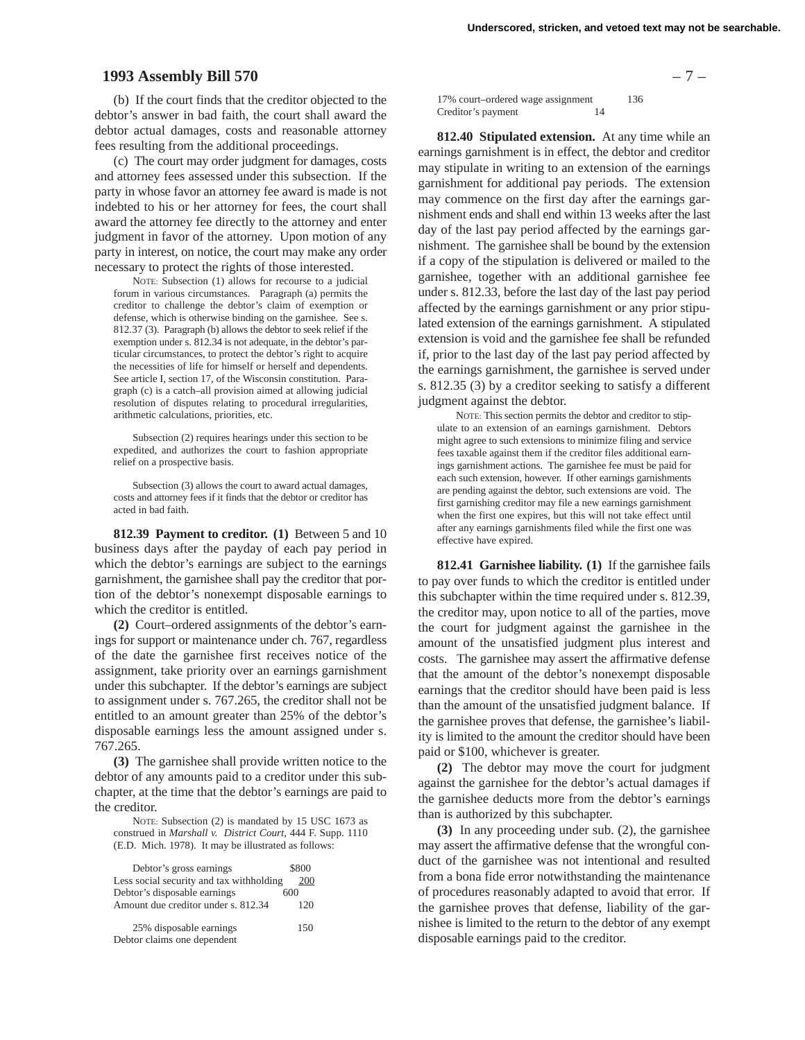(b) If the court finds that the creditor objected to the debtor's answer in bad faith, the court shall award the debtor actual damages, costs and reasonable attorney fees resulting from the additional proceedings.

(c) The court may order judgment for damages, costs and attorney fees assessed under this subsection. If the party in whose favor an attorney fee award is made is not indebted to his or her attorney for fees, the court shall award the attorney fee directly to the attorney and enter judgment in favor of the attorney. Upon motion of any party in interest, on notice, the court may make any order necessary to protect the rights of those interested.

NOTE: Subsection (1) allows for recourse to a judicial forum in various circumstances. Paragraph (a) permits the creditor to challenge the debtor's claim of exemption or defense, which is otherwise binding on the garnishee. See s. 812.37 (3). Paragraph (b) allows the debtor to seek relief if the exemption under s. 812.34 is not adequate, in the debtor's particular circumstances, to protect the debtor's right to acquire the necessities of life for himself or herself and dependents. See article I, section 17, of the Wisconsin constitution. Paragraph (c) is a catch–all provision aimed at allowing judicial resolution of disputes relating to procedural irregularities, arithmetic calculations, priorities, etc.

Subsection (2) requires hearings under this section to be expedited, and authorizes the court to fashion appropriate relief on a prospective basis.

Subsection (3) allows the court to award actual damages, costs and attorney fees if it finds that the debtor or creditor has acted in bad faith.

**812.39 Payment to creditor. (1)** Between 5 and 10 business days after the payday of each pay period in which the debtor's earnings are subject to the earnings garnishment, the garnishee shall pay the creditor that portion of the debtor's nonexempt disposable earnings to which the creditor is entitled.

**(2)** Court–ordered assignments of the debtor's earnings for support or maintenance under ch. 767, regardless of the date the garnishee first receives notice of the assignment, take priority over an earnings garnishment under this subchapter. If the debtor's earnings are subject to assignment under s. 767.265, the creditor shall not be entitled to an amount greater than 25% of the debtor's disposable earnings less the amount assigned under s. 767.265.

**(3)** The garnishee shall provide written notice to the debtor of any amounts paid to a creditor under this subchapter, at the time that the debtor's earnings are paid to the creditor.

NOTE: Subsection (2) is mandated by 15 USC 1673 as construed in *Marshall v. District Court*, 444 F. Supp. 1110 (E.D. Mich. 1978). It may be illustrated as follows:

| | |
|---|---|
| Debtor's gross earnings | $800 |
| Less social security and tax withholding | 200 |
| Debtor's disposable earnings | 600 |
| Amount due creditor under s. 812.34 | 120 |
| 25% disposable earnings | 150 |
| Debtor claims one dependent | |
| 17% court–ordered wage assignment | 136 |
| Creditor's payment | 14 |

**812.40 Stipulated extension.** At any time while an earnings garnishment is in effect, the debtor and creditor may stipulate in writing to an extension of the earnings garnishment for additional pay periods. The extension may commence on the first day after the earnings garnishment ends and shall end within 13 weeks after the last day of the last pay period affected by the earnings garnishment. The garnishee shall be bound by the extension if a copy of the stipulation is delivered or mailed to the garnishee, together with an additional garnishee fee under s. 812.33, before the last day of the last pay period affected by the earnings garnishment or any prior stipulated extension of the earnings garnishment. A stipulated extension is void and the garnishee fee shall be refunded if, prior to the last day of the last pay period affected by the earnings garnishment, the garnishee is served under s. 812.35 (3) by a creditor seeking to satisfy a different judgment against the debtor.

NOTE: This section permits the debtor and creditor to stipulate to an extension of an earnings garnishment. Debtors might agree to such extensions to minimize filing and service fees taxable against them if the creditor files additional earnings garnishment actions. The garnishee fee must be paid for each such extension, however. If other earnings garnishments are pending against the debtor, such extensions are void. The first garnishing creditor may file a new earnings garnishment when the first one expires, but this will not take effect until after any earnings garnishments filed while the first one was effective have expired.

**812.41 Garnishee liability. (1)** If the garnishee fails to pay over funds to which the creditor is entitled under this subchapter within the time required under s. 812.39, the creditor may, upon notice to all of the parties, move the court for judgment against the garnishee in the amount of the unsatisfied judgment plus interest and costs. The garnishee may assert the affirmative defense that the amount of the debtor's nonexempt disposable earnings that the creditor should have been paid is less than the amount of the unsatisfied judgment balance. If the garnishee proves that defense, the garnishee's liability is limited to the amount the creditor should have been paid or $100, whichever is greater.

**(2)** The debtor may move the court for judgment against the garnishee for the debtor's actual damages if the garnishee deducts more from the debtor's earnings than is authorized by this subchapter.

**(3)** In any proceeding under sub. (2), the garnishee may assert the affirmative defense that the wrongful conduct of the garnishee was not intentional and resulted from a bona fide error notwithstanding the maintenance of procedures reasonably adapted to avoid that error. If the garnishee proves that defense, liability of the garnishee is limited to the return to the debtor of any exempt disposable earnings paid to the creditor.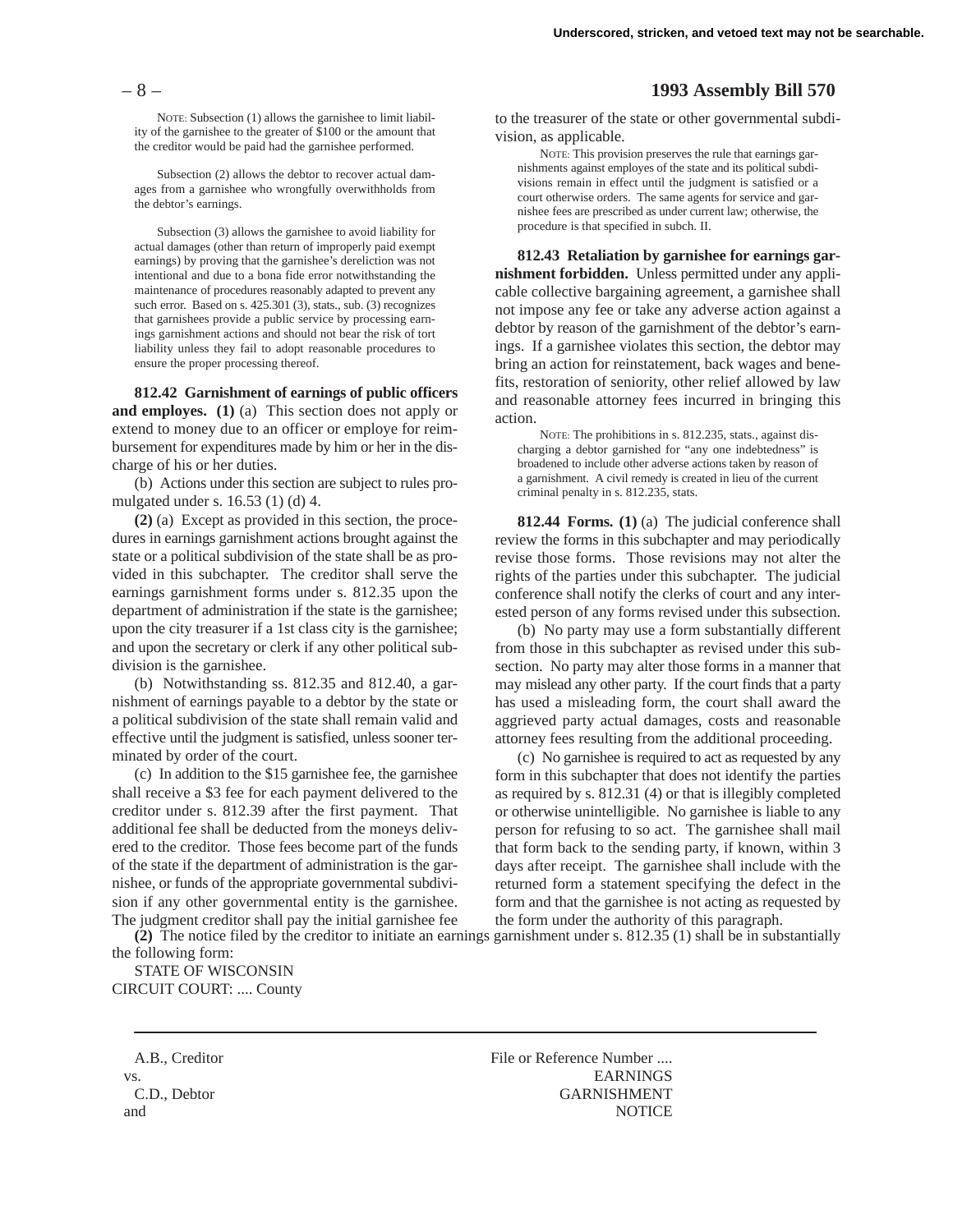NOTE: Subsection (1) allows the garnishee to limit liability of the garnishee to the greater of $100 or the amount that the creditor would be paid had the garnishee performed.

Subsection (2) allows the debtor to recover actual damages from a garnishee who wrongfully overwithholds from the debtor's earnings.

Subsection (3) allows the garnishee to avoid liability for actual damages (other than return of improperly paid exempt earnings) by proving that the garnishee's dereliction was not intentional and due to a bona fide error notwithstanding the maintenance of procedures reasonably adapted to prevent any such error. Based on s. 425.301 (3), stats., sub. (3) recognizes that garnishees provide a public service by processing earnings garnishment actions and should not bear the risk of tort liability unless they fail to adopt reasonable procedures to ensure the proper processing thereof.

**812.42 Garnishment of earnings of public officers and employes.** **(1)** (a) This section does not apply or extend to money due to an officer or employe for reimbursement for expenditures made by him or her in the discharge of his or her duties.

(b) Actions under this section are subject to rules promulgated under s. 16.53 (1) (d) 4.

**(2)** (a) Except as provided in this section, the procedures in earnings garnishment actions brought against the state or a political subdivision of the state shall be as provided in this subchapter. The creditor shall serve the earnings garnishment forms under s. 812.35 upon the department of administration if the state is the garnishee; upon the city treasurer if a 1st class city is the garnishee; and upon the secretary or clerk if any other political subdivision is the garnishee.

(b) Notwithstanding ss. 812.35 and 812.40, a garnishment of earnings payable to a debtor by the state or a political subdivision of the state shall remain valid and effective until the judgment is satisfied, unless sooner terminated by order of the court.

(c) In addition to the $15 garnishee fee, the garnishee shall receive a $3 fee for each payment delivered to the creditor under s. 812.39 after the first payment. That additional fee shall be deducted from the moneys delivered to the creditor. Those fees become part of the funds of the state if the department of administration is the garnishee, or funds of the appropriate governmental subdivision if any other governmental entity is the garnishee. The judgment creditor shall pay the initial garnishee fee to the treasurer of the state or other governmental subdivision, as applicable.

NOTE: This provision preserves the rule that earnings garnishments against employes of the state and its political subdivisions remain in effect until the judgment is satisfied or a court otherwise orders. The same agents for service and garnishee fees are prescribed as under current law; otherwise, the procedure is that specified in subch. II.

**812.43 Retaliation by garnishee for earnings garnishment forbidden.** Unless permitted under any applicable collective bargaining agreement, a garnishee shall not impose any fee or take any adverse action against a debtor by reason of the garnishment of the debtor's earnings. If a garnishee violates this section, the debtor may bring an action for reinstatement, back wages and benefits, restoration of seniority, other relief allowed by law and reasonable attorney fees incurred in bringing this action.

NOTE: The prohibitions in s. 812.235, stats., against discharging a debtor garnished for "any one indebtedness" is broadened to include other adverse actions taken by reason of a garnishment. A civil remedy is created in lieu of the current criminal penalty in s. 812.235, stats.

**812.44 Forms.** **(1)** (a) The judicial conference shall review the forms in this subchapter and may periodically revise those forms. Those revisions may not alter the rights of the parties under this subchapter. The judicial conference shall notify the clerks of court and any interested person of any forms revised under this subsection.

(b) No party may use a form substantially different from those in this subchapter as revised under this subsection. No party may alter those forms in a manner that may mislead any other party. If the court finds that a party has used a misleading form, the court shall award the aggrieved party actual damages, costs and reasonable attorney fees resulting from the additional proceeding.

(c) No garnishee is required to act as requested by any form in this subchapter that does not identify the parties as required by s. 812.31 (4) or that is illegibly completed or otherwise unintelligible. No garnishee is liable to any person for refusing to so act. The garnishee shall mail that form back to the sending party, if known, within 3 days after receipt. The garnishee shall include with the returned form a statement specifying the defect in the form and that the garnishee is not acting as requested by the form under the authority of this paragraph.

**(2)** The notice filed by the creditor to initiate an earnings garnishment under s. 812.35 (1) shall be in substantially the following form:

STATE OF WISCONSIN
CIRCUIT COURT: .... County

---

A.B., Creditor
vs.
C.D., Debtor
and

File or Reference Number ....
EARNINGS
GARNISHMENT
NOTICE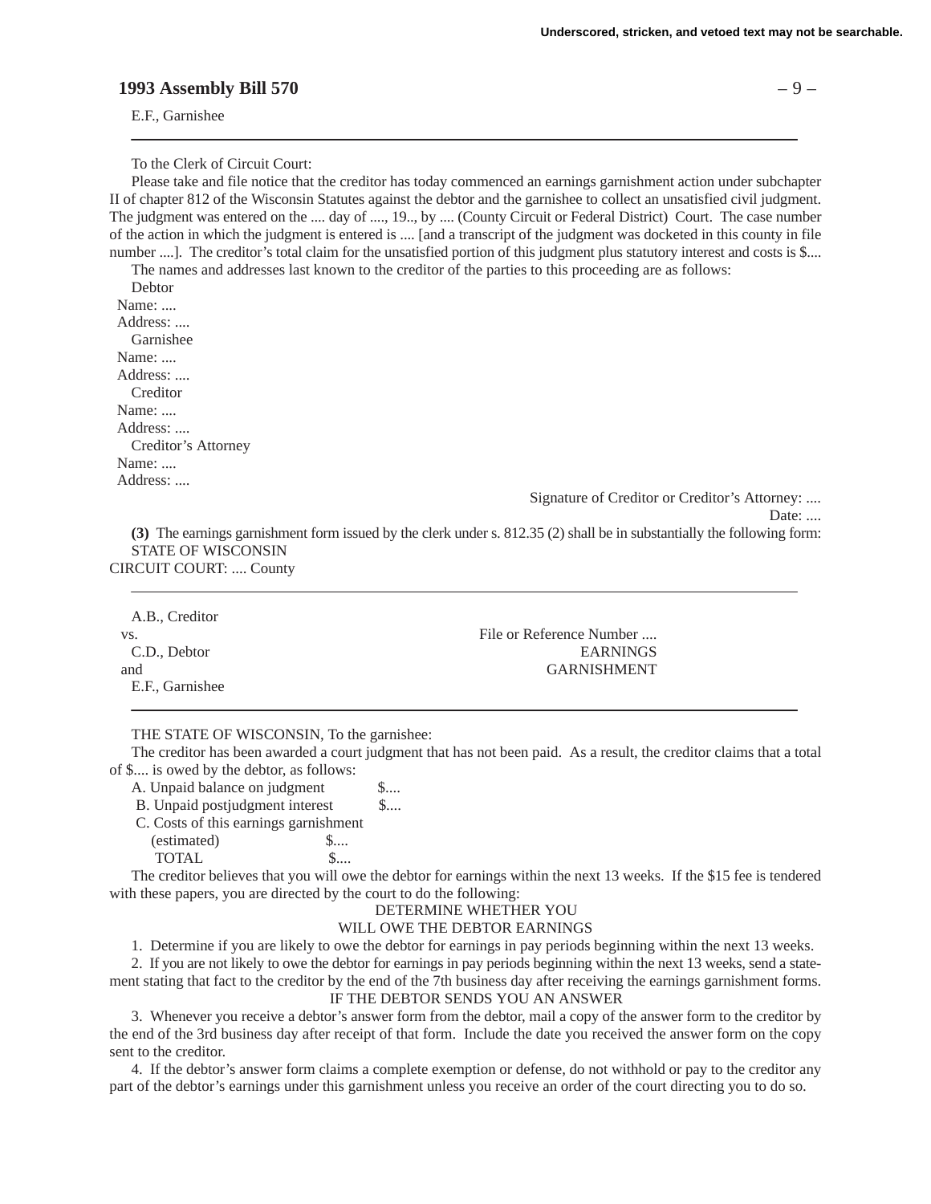E.F., Garnishee

---

To the Clerk of Circuit Court:

Please take and file notice that the creditor has today commenced an earnings garnishment action under subchapter II of chapter 812 of the Wisconsin Statutes against the debtor and the garnishee to collect an unsatisfied civil judgment. The judgment was entered on the .... day of ...., 19.., by .... (County Circuit or Federal District) Court. The case number of the action in which the judgment is entered is .... [and a transcript of the judgment was docketed in this county in file number ....]. The creditor's total claim for the unsatisfied portion of this judgment plus statutory interest and costs is $....

The names and addresses last known to the creditor of the parties to this proceeding are as follows:

Debtor

Name: ....

Address: ....

Garnishee

Name: ....

Address: ....

Creditor

Name: ....

Address: ....

Creditor's Attorney

Name: ....

Address: ....

Signature of Creditor or Creditor's Attorney: ....

Date: ....

**(3)** The earnings garnishment form issued by the clerk under s. 812.35 (2) shall be in substantially the following form:

STATE OF WISCONSIN

CIRCUIT COURT: .... County

---

A.B., Creditor

vs.

C.D., Debtor

and

E.F., Garnishee

File or Reference Number ....

EARNINGS GARNISHMENT

---

THE STATE OF WISCONSIN, To the garnishee:

The creditor has been awarded a court judgment that has not been paid. As a result, the creditor claims that a total of $.... is owed by the debtor, as follows:

A. Unpaid balance on judgment $....

B. Unpaid postjudgment interest $....

C. Costs of this earnings garnishment (estimated) $....

TOTAL $....

The creditor believes that you will owe the debtor for earnings within the next 13 weeks. If the $15 fee is tendered with these papers, you are directed by the court to do the following:

DETERMINE WHETHER YOU WILL OWE THE DEBTOR EARNINGS

1. Determine if you are likely to owe the debtor for earnings in pay periods beginning within the next 13 weeks.

2. If you are not likely to owe the debtor for earnings in pay periods beginning within the next 13 weeks, send a statement stating that fact to the creditor by the end of the 7th business day after receiving the earnings garnishment forms.

IF THE DEBTOR SENDS YOU AN ANSWER

3. Whenever you receive a debtor's answer form from the debtor, mail a copy of the answer form to the creditor by the end of the 3rd business day after receipt of that form. Include the date you received the answer form on the copy sent to the creditor.

4. If the debtor's answer form claims a complete exemption or defense, do not withhold or pay to the creditor any part of the debtor's earnings under this garnishment unless you receive an order of the court directing you to do so.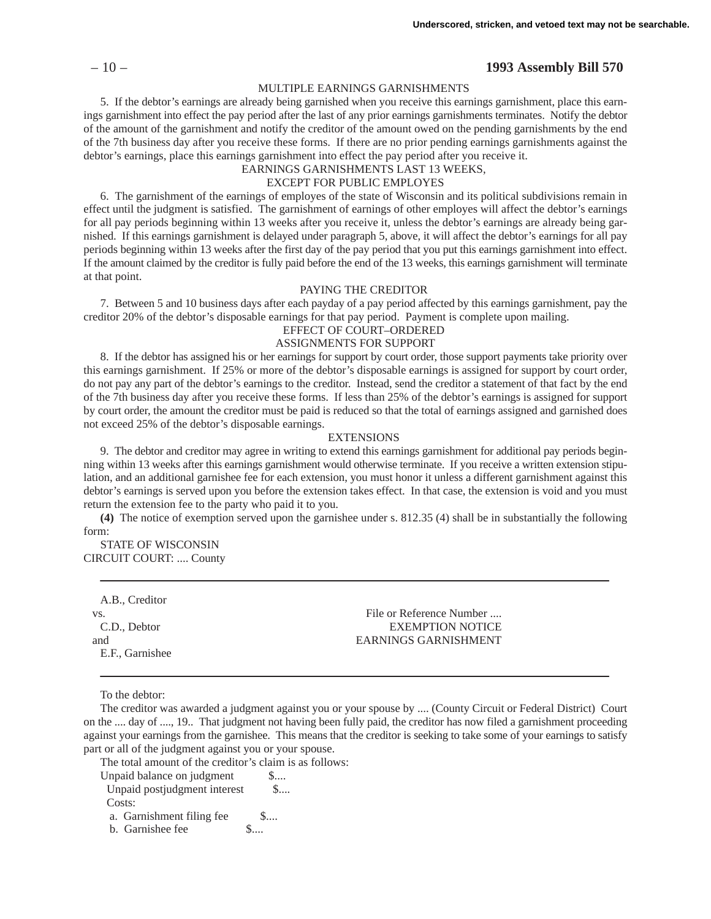MULTIPLE EARNINGS GARNISHMENTS

5. If the debtor's earnings are already being garnished when you receive this earnings garnishment, place this earnings garnishment into effect the pay period after the last of any prior earnings garnishments terminates. Notify the debtor of the amount of the garnishment and notify the creditor of the amount owed on the pending garnishments by the end of the 7th business day after you receive these forms. If there are no prior pending earnings garnishments against the debtor's earnings, place this earnings garnishment into effect the pay period after you receive it.

EARNINGS GARNISHMENTS LAST 13 WEEKS, EXCEPT FOR PUBLIC EMPLOYES

6. The garnishment of the earnings of employes of the state of Wisconsin and its political subdivisions remain in effect until the judgment is satisfied. The garnishment of earnings of other employes will affect the debtor's earnings for all pay periods beginning within 13 weeks after you receive it, unless the debtor's earnings are already being garnished. If this earnings garnishment is delayed under paragraph 5, above, it will affect the debtor's earnings for all pay periods beginning within 13 weeks after the first day of the pay period that you put this earnings garnishment into effect. If the amount claimed by the creditor is fully paid before the end of the 13 weeks, this earnings garnishment will terminate at that point.

PAYING THE CREDITOR

7. Between 5 and 10 business days after each payday of a pay period affected by this earnings garnishment, pay the creditor 20% of the debtor's disposable earnings for that pay period. Payment is complete upon mailing.

EFFECT OF COURT–ORDERED ASSIGNMENTS FOR SUPPORT

8. If the debtor has assigned his or her earnings for support by court order, those support payments take priority over this earnings garnishment. If 25% or more of the debtor's disposable earnings is assigned for support by court order, do not pay any part of the debtor's earnings to the creditor. Instead, send the creditor a statement of that fact by the end of the 7th business day after you receive these forms. If less than 25% of the debtor's earnings is assigned for support by court order, the amount the creditor must be paid is reduced so that the total of earnings assigned and garnished does not exceed 25% of the debtor's disposable earnings.

EXTENSIONS

9. The debtor and creditor may agree in writing to extend this earnings garnishment for additional pay periods beginning within 13 weeks after this earnings garnishment would otherwise terminate. If you receive a written extension stipulation, and an additional garnishee fee for each extension, you must honor it unless a different garnishment against this debtor's earnings is served upon you before the extension takes effect. In that case, the extension is void and you must return the extension fee to the party who paid it to you.

**(4)** The notice of exemption served upon the garnishee under s. 812.35 (4) shall be in substantially the following form:

STATE OF WISCONSIN
CIRCUIT COURT: .... County

---

A.B., Creditor
vs.
C.D., Debtor
and
E.F., Garnishee

File or Reference Number ....
EXEMPTION NOTICE
EARNINGS GARNISHMENT

---

To the debtor:

The creditor was awarded a judgment against you or your spouse by .... (County Circuit or Federal District) Court on the .... day of ...., 19.. That judgment not having been fully paid, the creditor has now filed a garnishment proceeding against your earnings from the garnishee. This means that the creditor is seeking to take some of your earnings to satisfy part or all of the judgment against you or your spouse.

The total amount of the creditor's claim is as follows:

Unpaid balance on judgment $....
Unpaid postjudgment interest $....
Costs:
a. Garnishment filing fee $....
b. Garnishee fee $....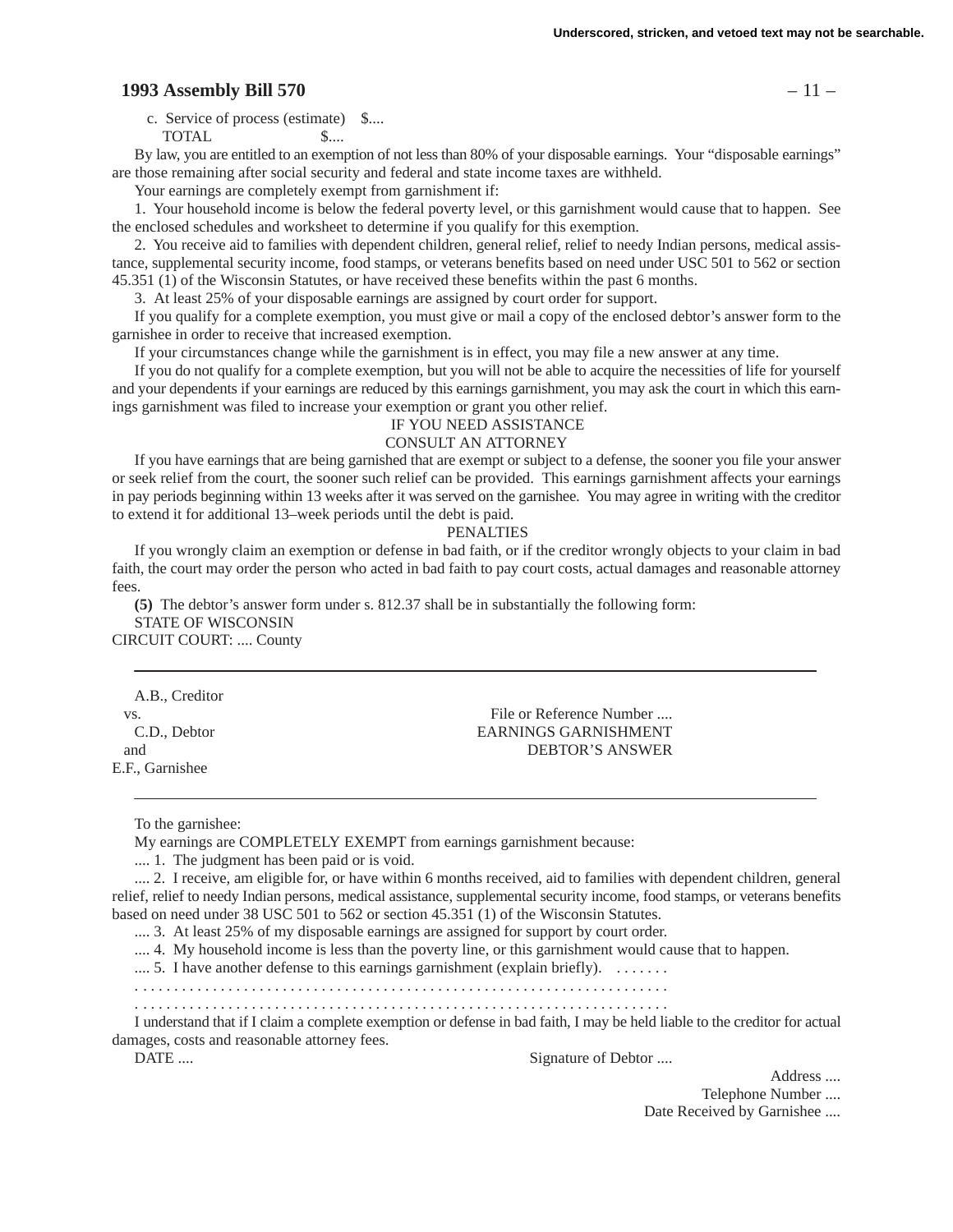c. Service of process (estimate) $....
TOTAL $....

By law, you are entitled to an exemption of not less than 80% of your disposable earnings. Your "disposable earnings" are those remaining after social security and federal and state income taxes are withheld.

Your earnings are completely exempt from garnishment if:

1. Your household income is below the federal poverty level, or this garnishment would cause that to happen. See the enclosed schedules and worksheet to determine if you qualify for this exemption.

2. You receive aid to families with dependent children, general relief, relief to needy Indian persons, medical assistance, supplemental security income, food stamps, or veterans benefits based on need under USC 501 to 562 or section 45.351 (1) of the Wisconsin Statutes, or have received these benefits within the past 6 months.

3. At least 25% of your disposable earnings are assigned by court order for support.

If you qualify for a complete exemption, you must give or mail a copy of the enclosed debtor's answer form to the garnishee in order to receive that increased exemption.

If your circumstances change while the garnishment is in effect, you may file a new answer at any time.

If you do not qualify for a complete exemption, but you will not be able to acquire the necessities of life for yourself and your dependents if your earnings are reduced by this earnings garnishment, you may ask the court in which this earnings garnishment was filed to increase your exemption or grant you other relief.

IF YOU NEED ASSISTANCE
CONSULT AN ATTORNEY

If you have earnings that are being garnished that are exempt or subject to a defense, the sooner you file your answer or seek relief from the court, the sooner such relief can be provided. This earnings garnishment affects your earnings in pay periods beginning within 13 weeks after it was served on the garnishee. You may agree in writing with the creditor to extend it for additional 13–week periods until the debt is paid.

PENALTIES

If you wrongly claim an exemption or defense in bad faith, or if the creditor wrongly objects to your claim in bad faith, the court may order the person who acted in bad faith to pay court costs, actual damages and reasonable attorney fees.

**(5)** The debtor's answer form under s. 812.37 shall be in substantially the following form:

STATE OF WISCONSIN
CIRCUIT COURT: .... County

---

A.B., Creditor
vs. File or Reference Number ....
C.D., Debtor EARNINGS GARNISHMENT
and DEBTOR'S ANSWER
E.F., Garnishee

---

To the garnishee:

My earnings are COMPLETELY EXEMPT from earnings garnishment because:

.... 1. The judgment has been paid or is void.

.... 2. I receive, am eligible for, or have within 6 months received, aid to families with dependent children, general relief, relief to needy Indian persons, medical assistance, supplemental security income, food stamps, or veterans benefits based on need under 38 USC 501 to 562 or section 45.351 (1) of the Wisconsin Statutes.

.... 3. At least 25% of my disposable earnings are assigned for support by court order.

.... 4. My household income is less than the poverty line, or this garnishment would cause that to happen.

.... 5. I have another defense to this earnings garnishment (explain briefly). . . . . . . .
. . . . . . . . . . . . . . . . . . . . . . . . . . . . . . . . . . . . . . . . . . . . . . . . . . . . . . . . . . . . . . . . . . . .
. . . . . . . . . . . . . . . . . . . . . . . . . . . . . . . . . . . . . . . . . . . . . . . . . . . . . . . . . . . . . . . . . . . .

I understand that if I claim a complete exemption or defense in bad faith, I may be held liable to the creditor for actual damages, costs and reasonable attorney fees.

DATE .... Signature of Debtor ....
Address ....
Telephone Number ....
Date Received by Garnishee ....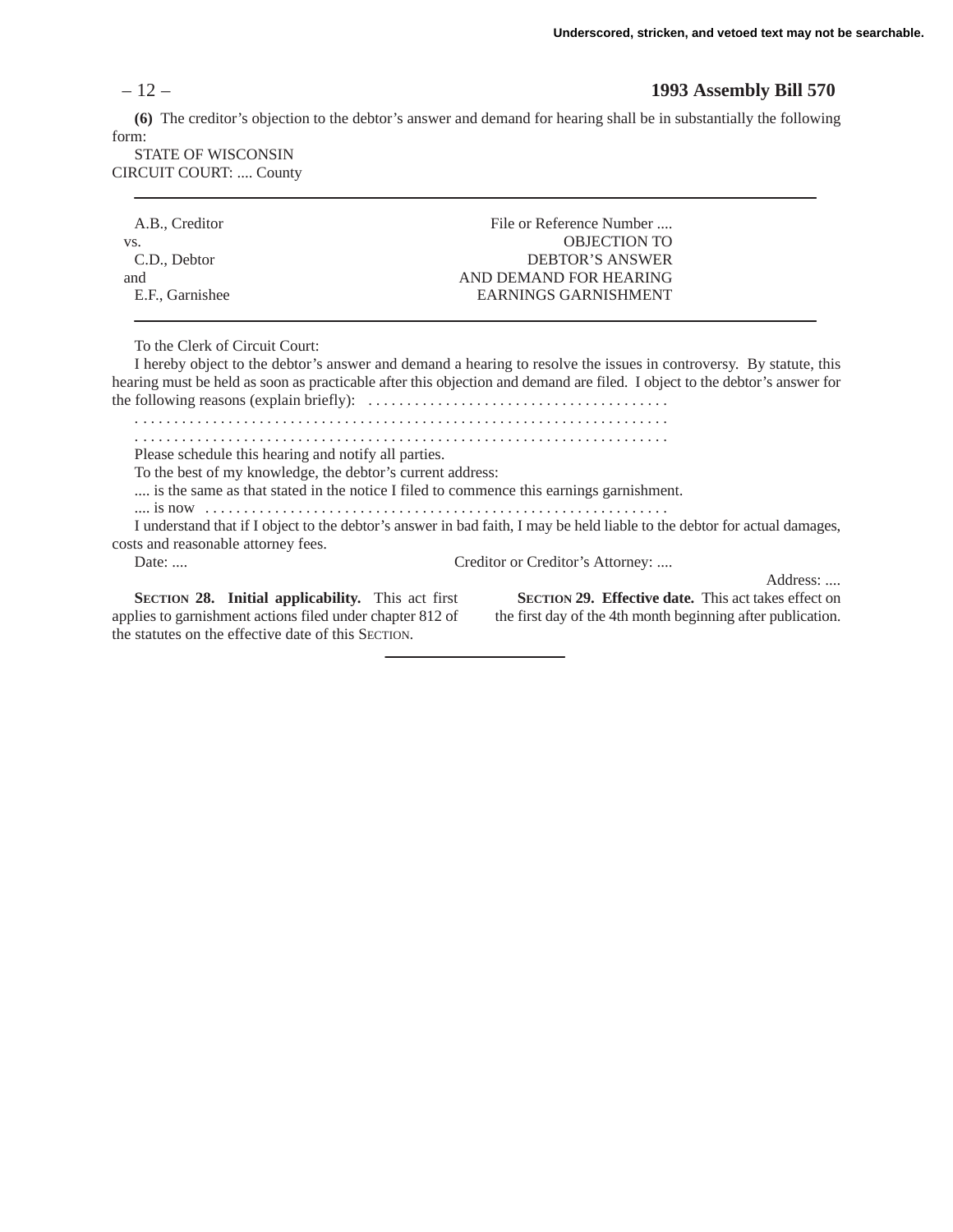**(6)** The creditor's objection to the debtor's answer and demand for hearing shall be in substantially the following form:

STATE OF WISCONSIN
CIRCUIT COURT: .... County

| | |
|---|---|
| A.B., Creditor | File or Reference Number .... |
| vs. | OBJECTION TO |
| C.D., Debtor | DEBTOR'S ANSWER |
| and | AND DEMAND FOR HEARING |
| E.F., Garnishee | EARNINGS GARNISHMENT |

To the Clerk of Circuit Court:

I hereby object to the debtor's answer and demand a hearing to resolve the issues in controversy. By statute, this hearing must be held as soon as practicable after this objection and demand are filed. I object to the debtor's answer for the following reasons (explain briefly): . . . . . . . . . . . . . . . . . . . . . . . . . . . . . . . . . . . . .

. . . . . . . . . . . . . . . . . . . . . . . . . . . . . . . . . . . . . . . . . . . . . . . . . . . . . . . . . . . . . . . . . . .

. . . . . . . . . . . . . . . . . . . . . . . . . . . . . . . . . . . . . . . . . . . . . . . . . . . . . . . . . . . . . . . . . . .

Please schedule this hearing and notify all parties.

To the best of my knowledge, the debtor's current address:

.... is the same as that stated in the notice I filed to commence this earnings garnishment.

.... is now . . . . . . . . . . . . . . . . . . . . . . . . . . . . . . . . . . . . . . . . . . . . . . . . . . . . . . . . . .

I understand that if I object to the debtor's answer in bad faith, I may be held liable to the debtor for actual damages, costs and reasonable attorney fees.

Date: .... Creditor or Creditor's Attorney: ....

Address: ....

**SECTION 28. Initial applicability.** This act first applies to garnishment actions filed under chapter 812 of the statutes on the effective date of this SECTION.

**SECTION 29. Effective date.** This act takes effect on the first day of the 4th month beginning after publication.